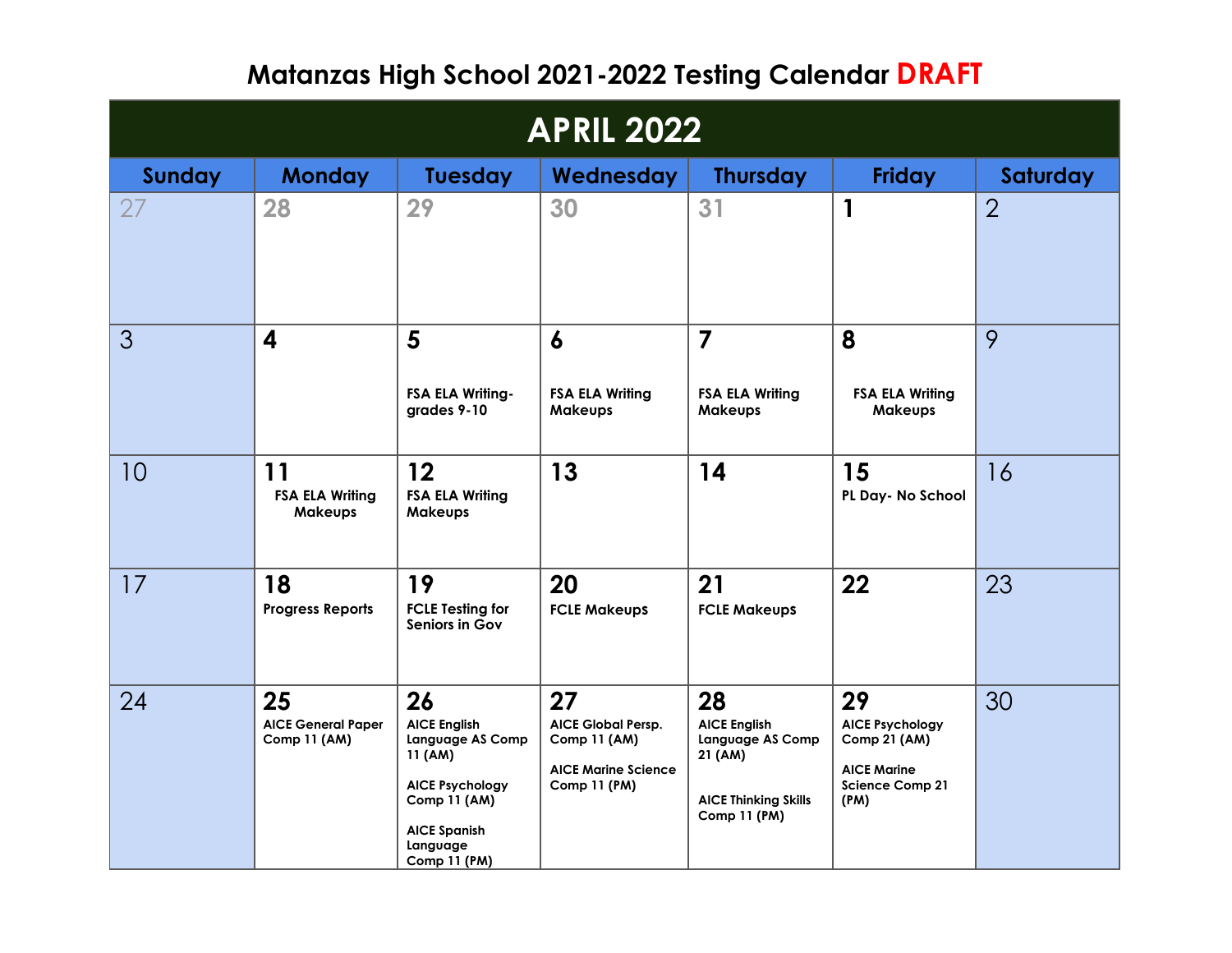# Matanzas High School 2021-2022 Testing Calendar DRAFT

## APRIL 2022

| Sunday | Monday | Tuesday | Wednesday | Thursday | Friday | Saturday |
|---|---|---|---|---|---|---|
| 27 | 28 | 29 | 30 | 31 | 1 | 2 |
| 3 | 4 | 5<br>FSA ELA Writing- grades 9-10 | 6<br>FSA ELA Writing Makeups | 7<br>FSA ELA Writing Makeups | 8<br>FSA ELA Writing Makeups | 9 |
| 10 | 11<br>FSA ELA Writing Makeups | 12<br>FSA ELA Writing Makeups | 13 | 14 | 15<br>PL Day- No School | 16 |
| 17 | 18<br>Progress Reports | 19<br>FCLE Testing for Seniors in Gov | 20<br>FCLE Makeups | 21<br>FCLE Makeups | 22 | 23 |
| 24 | 25<br>AICE General Paper Comp 11 (AM) | 26<br>AICE English Language AS Comp 11 (AM)<br><br>AICE Psychology Comp 11 (AM)<br><br>AICE Spanish Language Comp 11 (PM) | 27<br>AICE Global Persp. Comp 11 (AM)<br><br>AICE Marine Science Comp 11 (PM) | 28<br>AICE English Language AS Comp 21 (AM)<br><br>AICE Thinking Skills Comp 11 (PM) | 29<br>AICE Psychology Comp 21 (AM)<br><br>AICE Marine Science Comp 21 (PM) | 30 |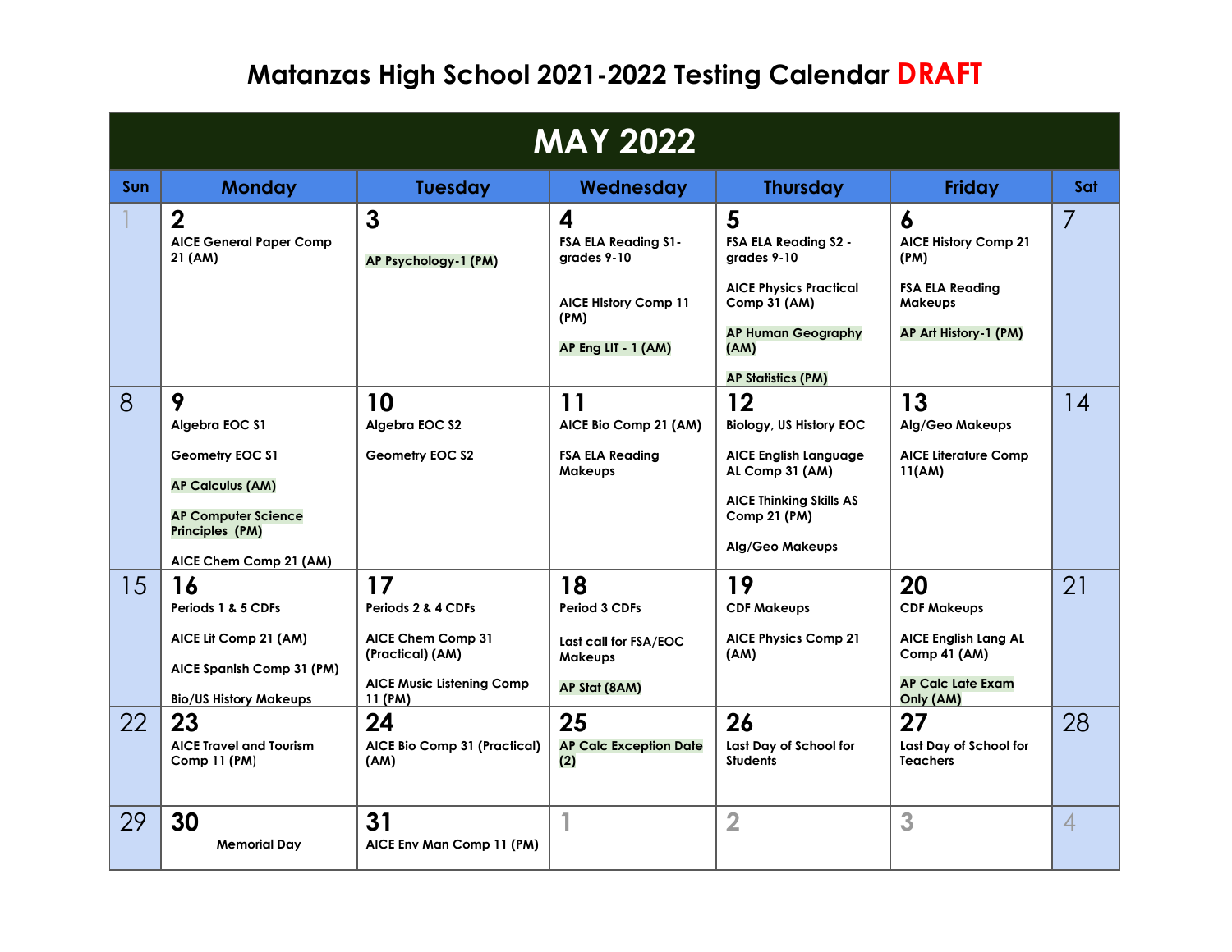# Matanzas High School 2021-2022 Testing Calendar DRAFT

## MAY 2022

| Sun | Monday | Tuesday | Wednesday | Thursday | Friday | Sat |
|---|---|---|---|---|---|---|
| 1 | **2**<br>AICE General Paper Comp 21 (AM) | **3**<br>AP Psychology-1 (PM) | **4**<br>FSA ELA Reading S1- grades 9-10<br>AICE History Comp 11 (PM)<br>AP Eng LIT - 1 (AM) | **5**<br>FSA ELA Reading S2 - grades 9-10<br>AICE Physics Practical Comp 31 (AM)<br>AP Human Geography (AM)<br>AP Statistics (PM) | **6**<br>AICE History Comp 21 (PM)<br>FSA ELA Reading Makeups<br>AP Art History-1 (PM) | 7 |
| 8 | **9**<br>Algebra EOC S1<br>Geometry EOC S1<br>AP Calculus (AM)<br>AP Computer Science Principles (PM)<br>AICE Chem Comp 21 (AM) | **10**<br>Algebra EOC S2<br>Geometry EOC S2 | **11**<br>AICE Bio Comp 21 (AM)<br>FSA ELA Reading Makeups | **12**<br>Biology, US History EOC<br>AICE English Language AL Comp 31 (AM)<br>AICE Thinking Skills AS Comp 21 (PM)<br>Alg/Geo Makeups | **13**<br>Alg/Geo Makeups<br>AICE Literature Comp 11(AM) | 14 |
| 15 | **16**<br>Periods 1 & 5 CDFs<br>AICE Lit Comp 21 (AM)<br>AICE Spanish Comp 31 (PM)<br>Bio/US History Makeups | **17**<br>Periods 2 & 4 CDFs<br>AICE Chem Comp 31 (Practical) (AM)<br>AICE Music Listening Comp 11 (PM) | **18**<br>Period 3 CDFs<br>Last call for FSA/EOC Makeups<br>AP Stat (8AM) | **19**<br>CDF Makeups<br>AICE Physics Comp 21 (AM) | **20**<br>CDF Makeups<br>AICE English Lang AL Comp 41 (AM)<br>AP Calc Late Exam Only (AM) | 21 |
| 22 | **23**<br>AICE Travel and Tourism Comp 11 (PM) | **24**<br>AICE Bio Comp 31 (Practical) (AM) | **25**<br>AP Calc Exception Date (2) | **26**<br>Last Day of School for Students | **27**<br>Last Day of School for Teachers | 28 |
| 29 | **30**<br>Memorial Day | **31**<br>AICE Env Man Comp 11 (PM) | 1 | 2 | 3 | 4 |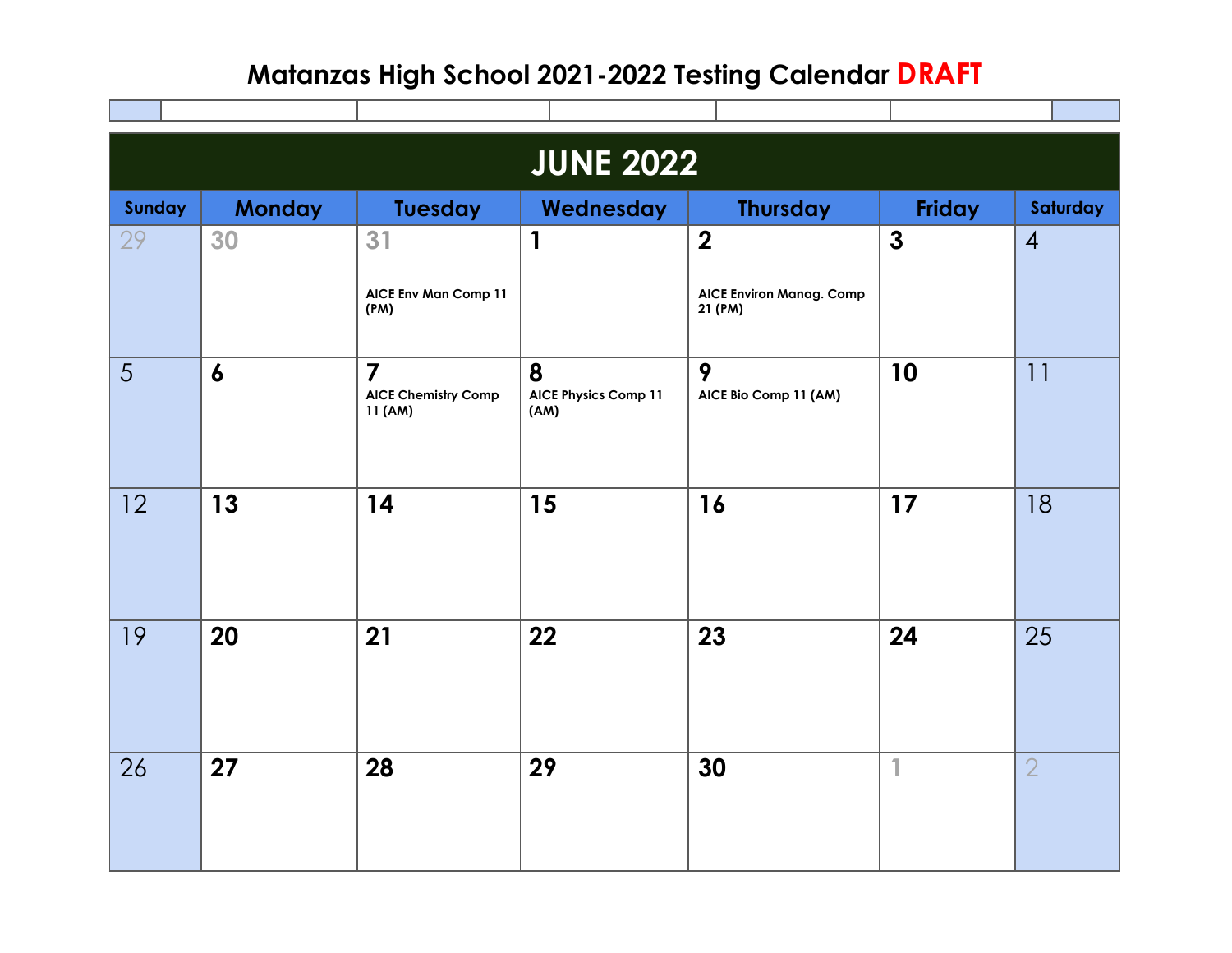# Matanzas High School 2021-2022 Testing Calendar DRAFT

## JUNE 2022

| Sunday | Monday | Tuesday | Wednesday | Thursday | Friday | Saturday |
|---|---|---|---|---|---|---|
| 29 | 30 | 31<br>AICE Env Man Comp 11 (PM) | 1 | 2<br>AICE Environ Manag. Comp 21 (PM) | 3 | 4 |
| 5 | 6 | 7<br>AICE Chemistry Comp 11 (AM) | 8<br>AICE Physics Comp 11 (AM) | 9<br>AICE Bio Comp 11 (AM) | 10 | 11 |
| 12 | 13 | 14 | 15 | 16 | 17 | 18 |
| 19 | 20 | 21 | 22 | 23 | 24 | 25 |
| 26 | 27 | 28 | 29 | 30 | 1 | 2 |